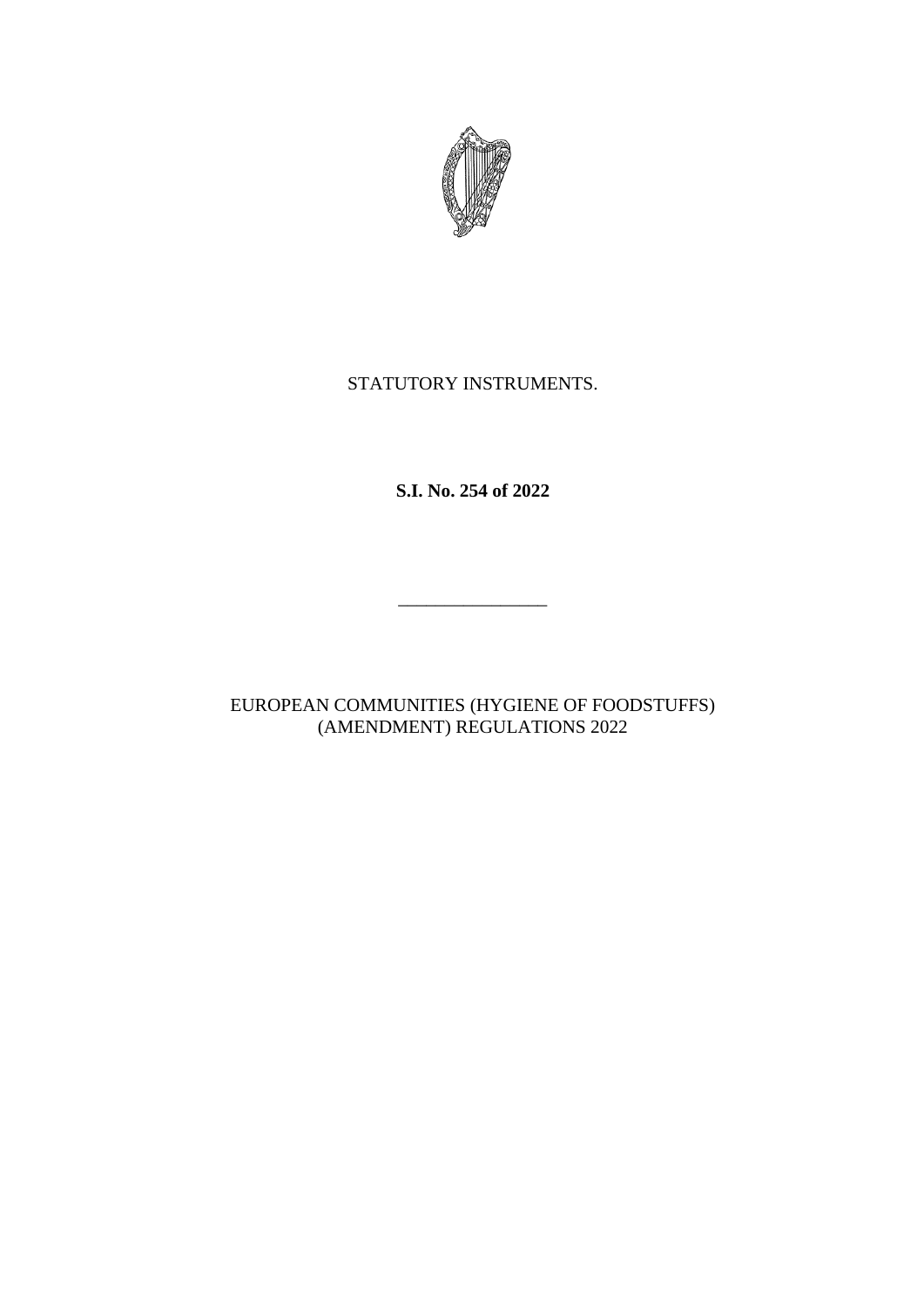STATUTORY INSTRUMENTS.

**S.I. No. 254 of 2022**

---

EUROPEAN COMMUNITIES (HYGIENE OF FOODSTUFFS) (AMENDMENT) REGULATIONS 2022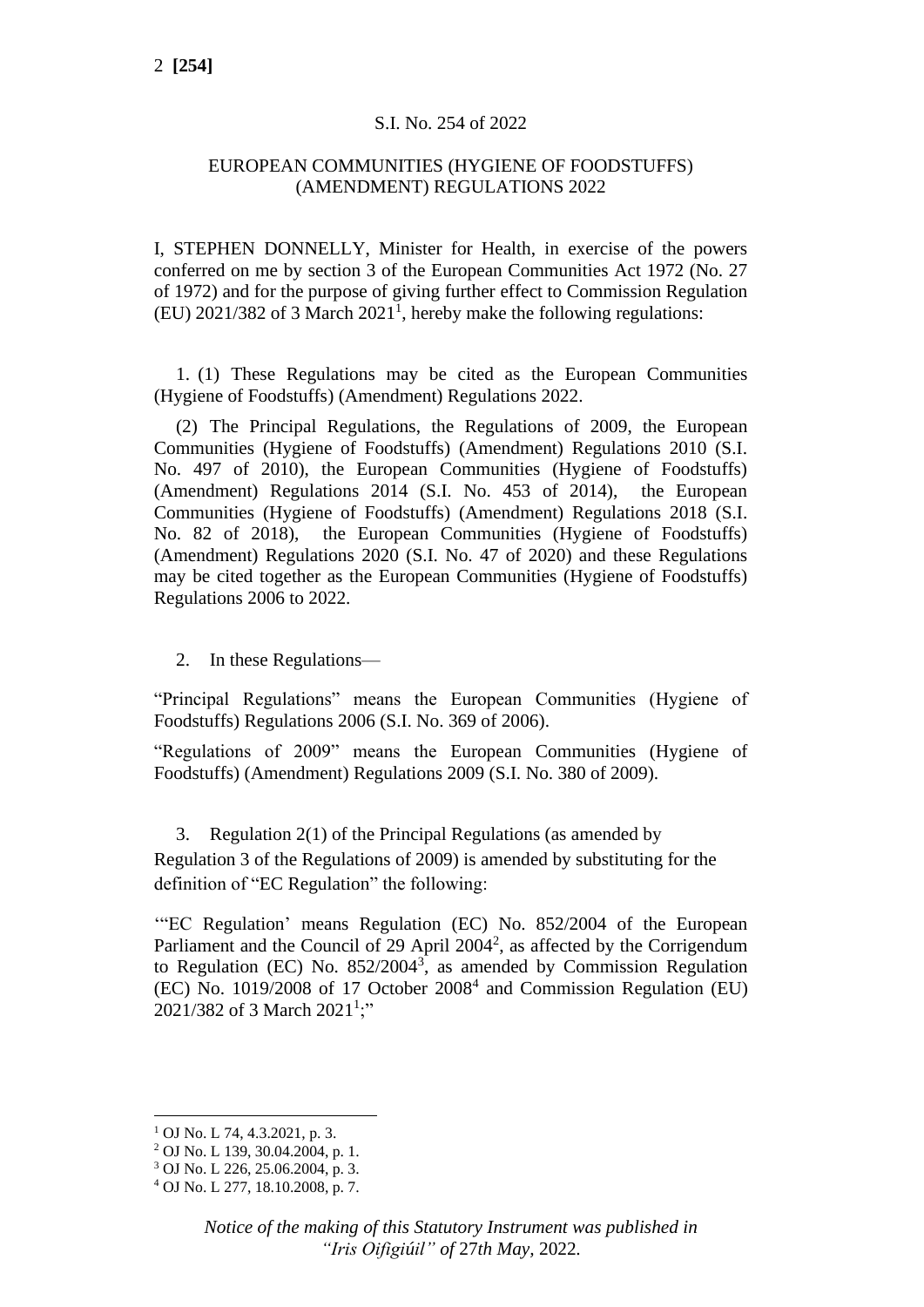S.I. No. 254 of 2022

EUROPEAN COMMUNITIES (HYGIENE OF FOODSTUFFS) (AMENDMENT) REGULATIONS 2022

I, STEPHEN DONNELLY, Minister for Health, in exercise of the powers conferred on me by section 3 of the European Communities Act 1972 (No. 27 of 1972) and for the purpose of giving further effect to Commission Regulation (EU) 2021/382 of 3 March 2021[1], hereby make the following regulations:

1. (1) These Regulations may be cited as the European Communities (Hygiene of Foodstuffs) (Amendment) Regulations 2022.

(2) The Principal Regulations, the Regulations of 2009, the European Communities (Hygiene of Foodstuffs) (Amendment) Regulations 2010 (S.I. No. 497 of 2010), the European Communities (Hygiene of Foodstuffs) (Amendment) Regulations 2014 (S.I. No. 453 of 2014), the European Communities (Hygiene of Foodstuffs) (Amendment) Regulations 2018 (S.I. No. 82 of 2018), the European Communities (Hygiene of Foodstuffs) (Amendment) Regulations 2020 (S.I. No. 47 of 2020) and these Regulations may be cited together as the European Communities (Hygiene of Foodstuffs) Regulations 2006 to 2022.

2. In these Regulations—

"Principal Regulations" means the European Communities (Hygiene of Foodstuffs) Regulations 2006 (S.I. No. 369 of 2006).

"Regulations of 2009" means the European Communities (Hygiene of Foodstuffs) (Amendment) Regulations 2009 (S.I. No. 380 of 2009).

3. Regulation 2(1) of the Principal Regulations (as amended by Regulation 3 of the Regulations of 2009) is amended by substituting for the definition of "EC Regulation" the following:

"'EC Regulation' means Regulation (EC) No. 852/2004 of the European Parliament and the Council of 29 April 2004[2], as affected by the Corrigendum to Regulation (EC) No. 852/2004[3], as amended by Commission Regulation (EC) No. 1019/2008 of 17 October 2008[4] and Commission Regulation (EU) 2021/382 of 3 March 2021[1];"

[1] OJ No. L 74, 4.3.2021, p. 3.

[2] OJ No. L 139, 30.04.2004, p. 1.

[3] OJ No. L 226, 25.06.2004, p. 3.

[4] OJ No. L 277, 18.10.2008, p. 7.

*Notice of the making of this Statutory Instrument was published in "Iris Oifigiúil" of 27th May, 2022.*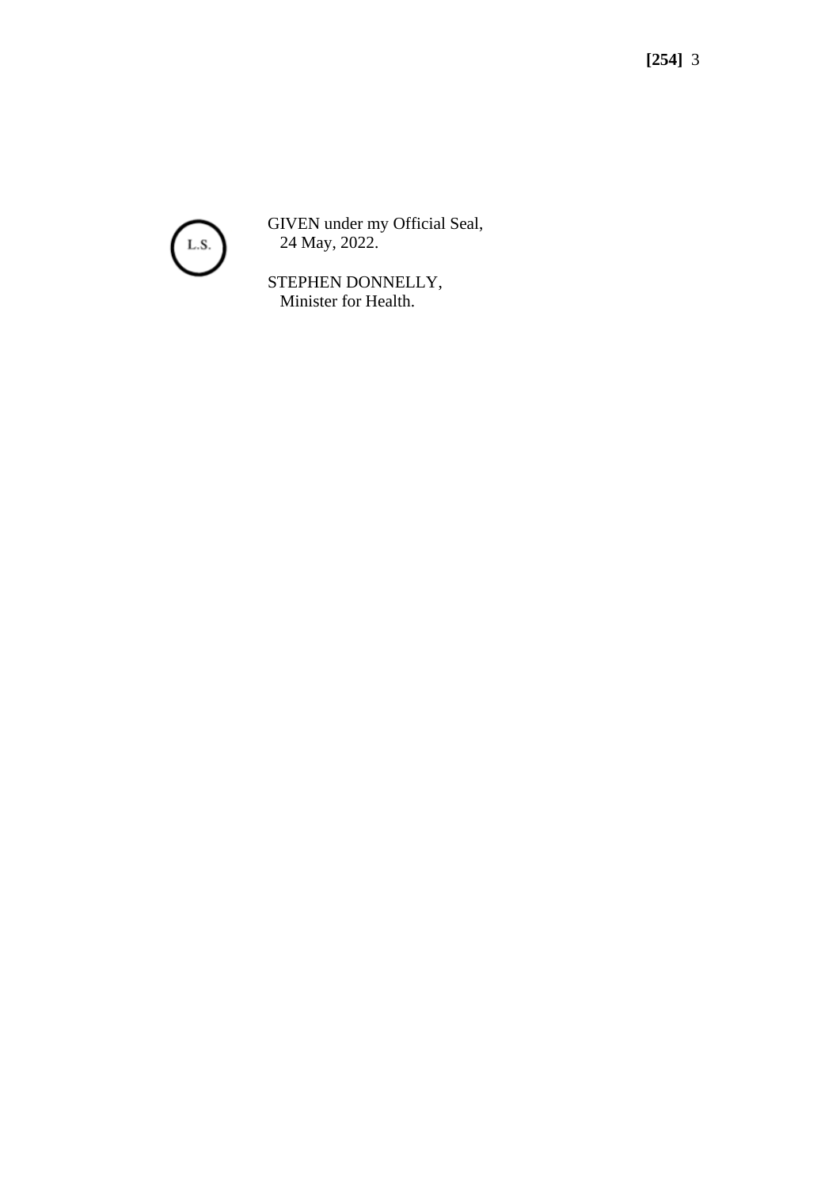L.S.

GIVEN under my Official Seal,
24 May, 2022.

STEPHEN DONNELLY,
Minister for Health.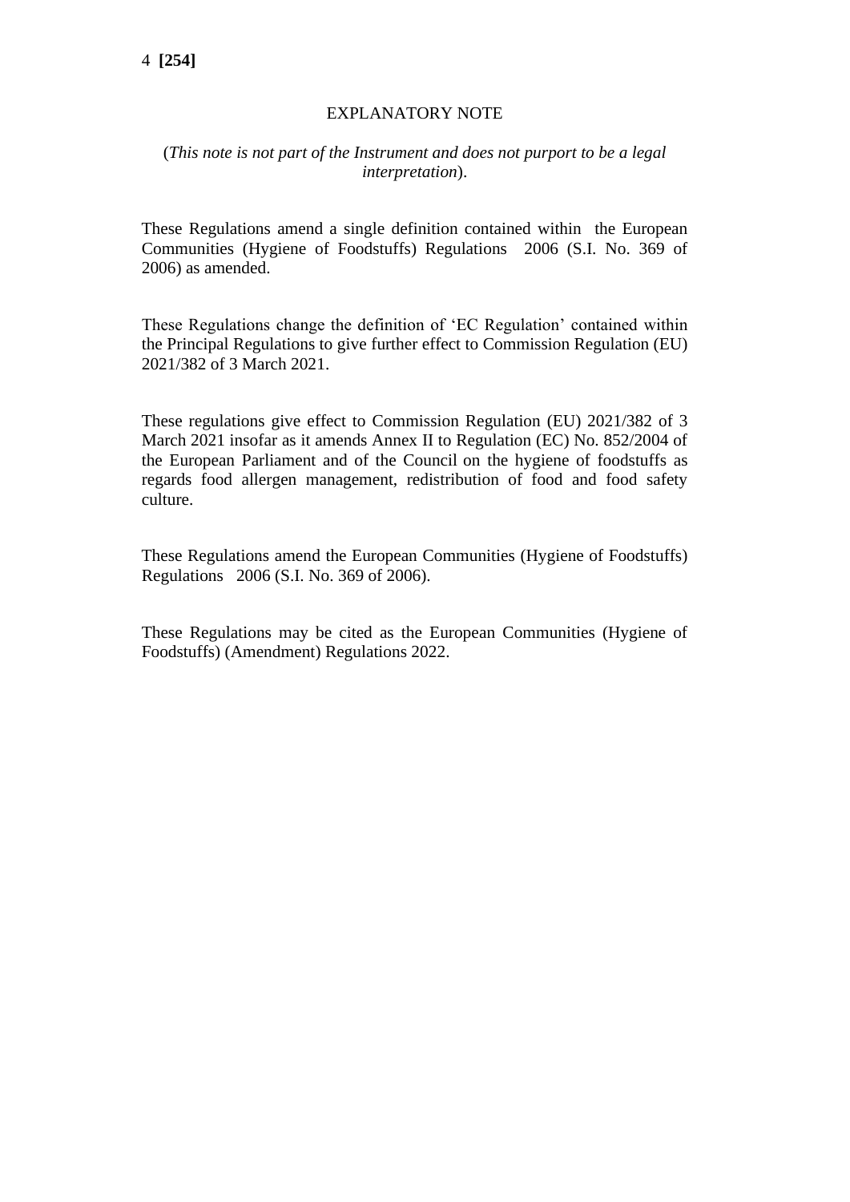# EXPLANATORY NOTE

(*This note is not part of the Instrument and does not purport to be a legal interpretation*).

These Regulations amend a single definition contained within the European Communities (Hygiene of Foodstuffs) Regulations 2006 (S.I. No. 369 of 2006) as amended.

These Regulations change the definition of 'EC Regulation' contained within the Principal Regulations to give further effect to Commission Regulation (EU) 2021/382 of 3 March 2021.

These regulations give effect to Commission Regulation (EU) 2021/382 of 3 March 2021 insofar as it amends Annex II to Regulation (EC) No. 852/2004 of the European Parliament and of the Council on the hygiene of foodstuffs as regards food allergen management, redistribution of food and food safety culture.

These Regulations amend the European Communities (Hygiene of Foodstuffs) Regulations 2006 (S.I. No. 369 of 2006).

These Regulations may be cited as the European Communities (Hygiene of Foodstuffs) (Amendment) Regulations 2022.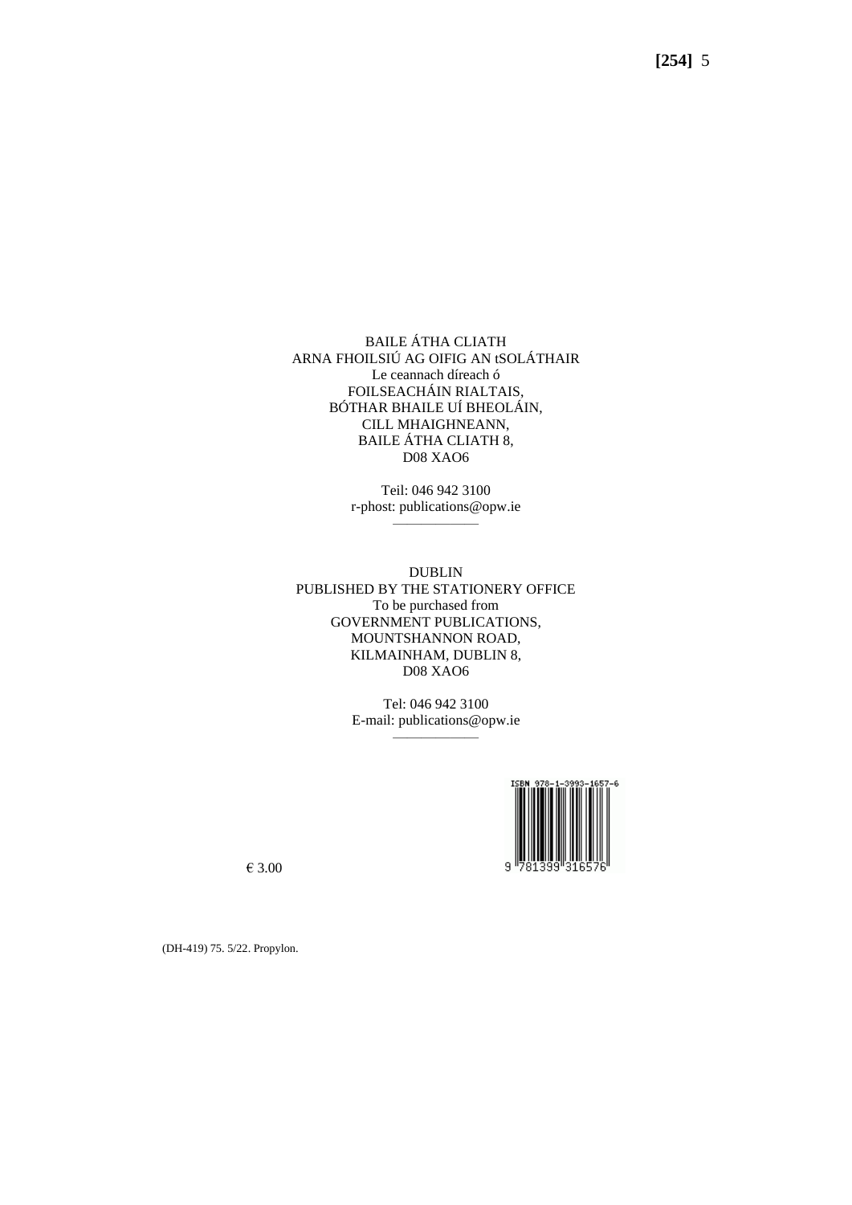BAILE ÁTHA CLIATH
ARNA FHOILSIÚ AG OIFIG AN tSOLÁTHAIR
Le ceannach díreach ó
FOILSEACHÁIN RIALTAIS,
BÓTHAR BHAILE UÍ BHEOLÁIN,
CILL MHAIGHNEANN,
BAILE ÁTHA CLIATH 8,
D08 XAO6

Teil: 046 942 3100
r-phost: publications@opw.ie

---

DUBLIN
PUBLISHED BY THE STATIONERY OFFICE
To be purchased from
GOVERNMENT PUBLICATIONS,
MOUNTSHANNON ROAD,
KILMAINHAM, DUBLIN 8,
D08 XAO6

Tel: 046 942 3100
E-mail: publications@opw.ie

---

ISBN 978-1-3993-1657-6

9 781399 316576

€ 3.00

(DH-419) 75. 5/22. Propylon.